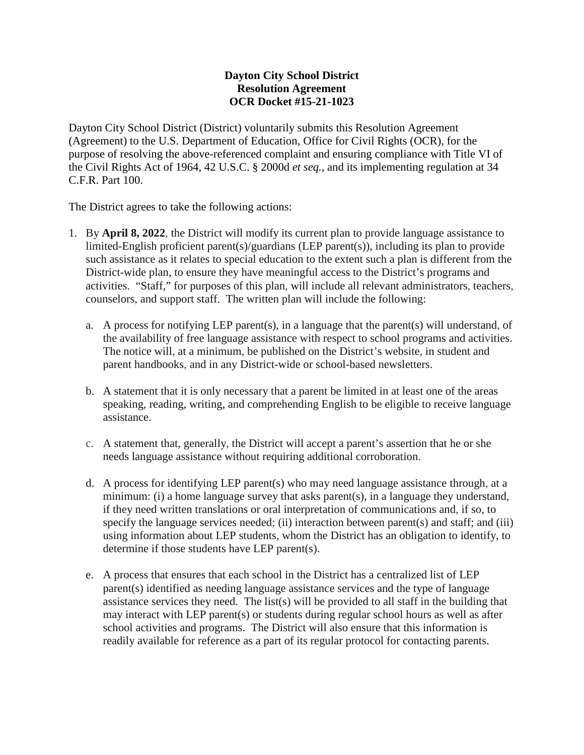**Dayton City School District**
**Resolution Agreement**
**OCR Docket #15-21-1023**

Dayton City School District (District) voluntarily submits this Resolution Agreement (Agreement) to the U.S. Department of Education, Office for Civil Rights (OCR), for the purpose of resolving the above-referenced complaint and ensuring compliance with Title VI of the Civil Rights Act of 1964, 42 U.S.C. § 2000d *et seq.*, and its implementing regulation at 34 C.F.R. Part 100.

The District agrees to take the following actions:

1. By **April 8, 2022**, the District will modify its current plan to provide language assistance to limited-English proficient parent(s)/guardians (LEP parent(s)), including its plan to provide such assistance as it relates to special education to the extent such a plan is different from the District-wide plan, to ensure they have meaningful access to the District's programs and activities. "Staff," for purposes of this plan, will include all relevant administrators, teachers, counselors, and support staff. The written plan will include the following:

   a. A process for notifying LEP parent(s), in a language that the parent(s) will understand, of the availability of free language assistance with respect to school programs and activities. The notice will, at a minimum, be published on the District's website, in student and parent handbooks, and in any District-wide or school-based newsletters.

   b. A statement that it is only necessary that a parent be limited in at least one of the areas speaking, reading, writing, and comprehending English to be eligible to receive language assistance.

   c. A statement that, generally, the District will accept a parent's assertion that he or she needs language assistance without requiring additional corroboration.

   d. A process for identifying LEP parent(s) who may need language assistance through, at a minimum: (i) a home language survey that asks parent(s), in a language they understand, if they need written translations or oral interpretation of communications and, if so, to specify the language services needed; (ii) interaction between parent(s) and staff; and (iii) using information about LEP students, whom the District has an obligation to identify, to determine if those students have LEP parent(s).

   e. A process that ensures that each school in the District has a centralized list of LEP parent(s) identified as needing language assistance services and the type of language assistance services they need. The list(s) will be provided to all staff in the building that may interact with LEP parent(s) or students during regular school hours as well as after school activities and programs. The District will also ensure that this information is readily available for reference as a part of its regular protocol for contacting parents.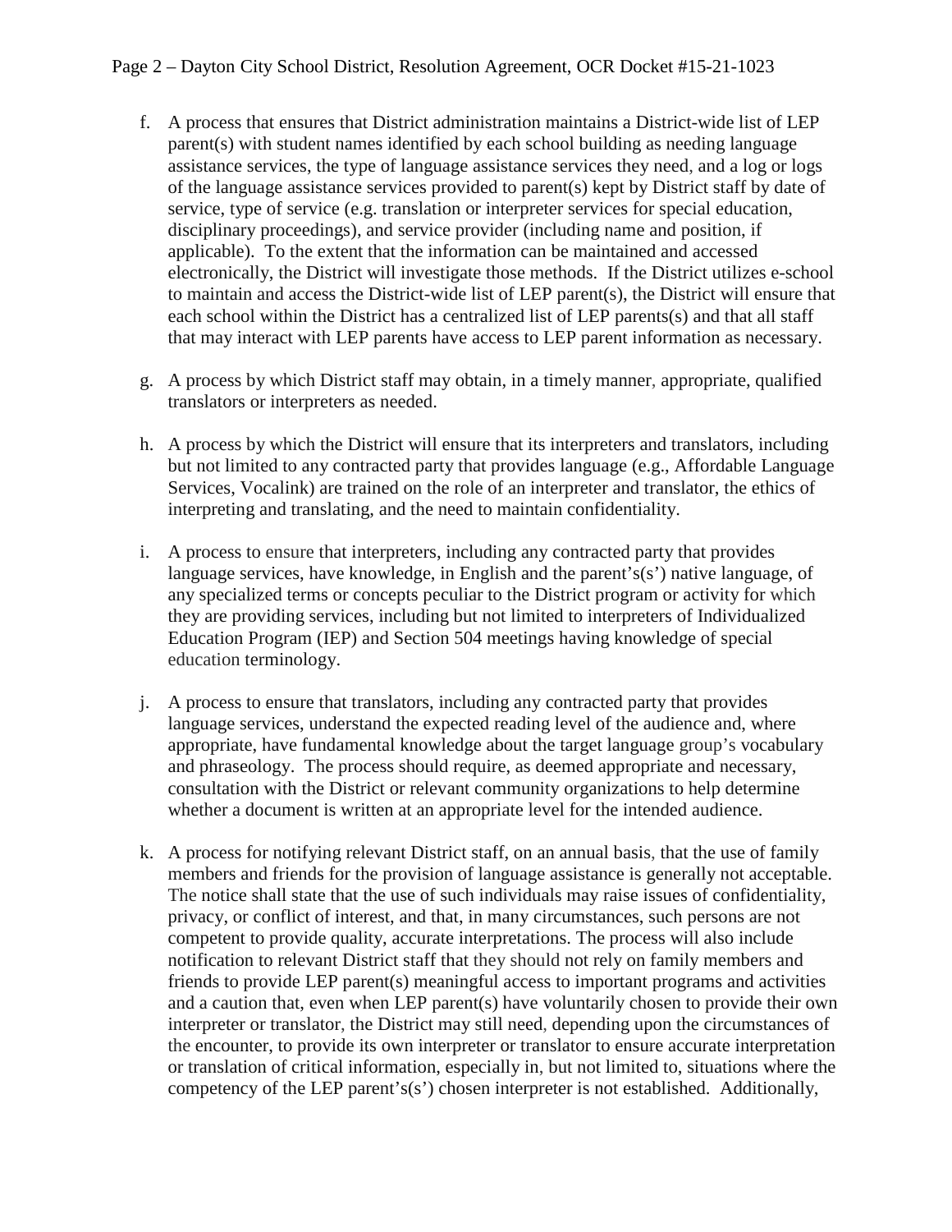f. A process that ensures that District administration maintains a District-wide list of LEP parent(s) with student names identified by each school building as needing language assistance services, the type of language assistance services they need, and a log or logs of the language assistance services provided to parent(s) kept by District staff by date of service, type of service (e.g. translation or interpreter services for special education, disciplinary proceedings), and service provider (including name and position, if applicable). To the extent that the information can be maintained and accessed electronically, the District will investigate those methods. If the District utilizes e-school to maintain and access the District-wide list of LEP parent(s), the District will ensure that each school within the District has a centralized list of LEP parents(s) and that all staff that may interact with LEP parents have access to LEP parent information as necessary.

g. A process by which District staff may obtain, in a timely manner, appropriate, qualified translators or interpreters as needed.

h. A process by which the District will ensure that its interpreters and translators, including but not limited to any contracted party that provides language (e.g., Affordable Language Services, Vocalink) are trained on the role of an interpreter and translator, the ethics of interpreting and translating, and the need to maintain confidentiality.

i. A process to ensure that interpreters, including any contracted party that provides language services, have knowledge, in English and the parent's(s') native language, of any specialized terms or concepts peculiar to the District program or activity for which they are providing services, including but not limited to interpreters of Individualized Education Program (IEP) and Section 504 meetings having knowledge of special education terminology.

j. A process to ensure that translators, including any contracted party that provides language services, understand the expected reading level of the audience and, where appropriate, have fundamental knowledge about the target language group's vocabulary and phraseology. The process should require, as deemed appropriate and necessary, consultation with the District or relevant community organizations to help determine whether a document is written at an appropriate level for the intended audience.

k. A process for notifying relevant District staff, on an annual basis, that the use of family members and friends for the provision of language assistance is generally not acceptable. The notice shall state that the use of such individuals may raise issues of confidentiality, privacy, or conflict of interest, and that, in many circumstances, such persons are not competent to provide quality, accurate interpretations. The process will also include notification to relevant District staff that they should not rely on family members and friends to provide LEP parent(s) meaningful access to important programs and activities and a caution that, even when LEP parent(s) have voluntarily chosen to provide their own interpreter or translator, the District may still need, depending upon the circumstances of the encounter, to provide its own interpreter or translator to ensure accurate interpretation or translation of critical information, especially in, but not limited to, situations where the competency of the LEP parent's(s') chosen interpreter is not established. Additionally,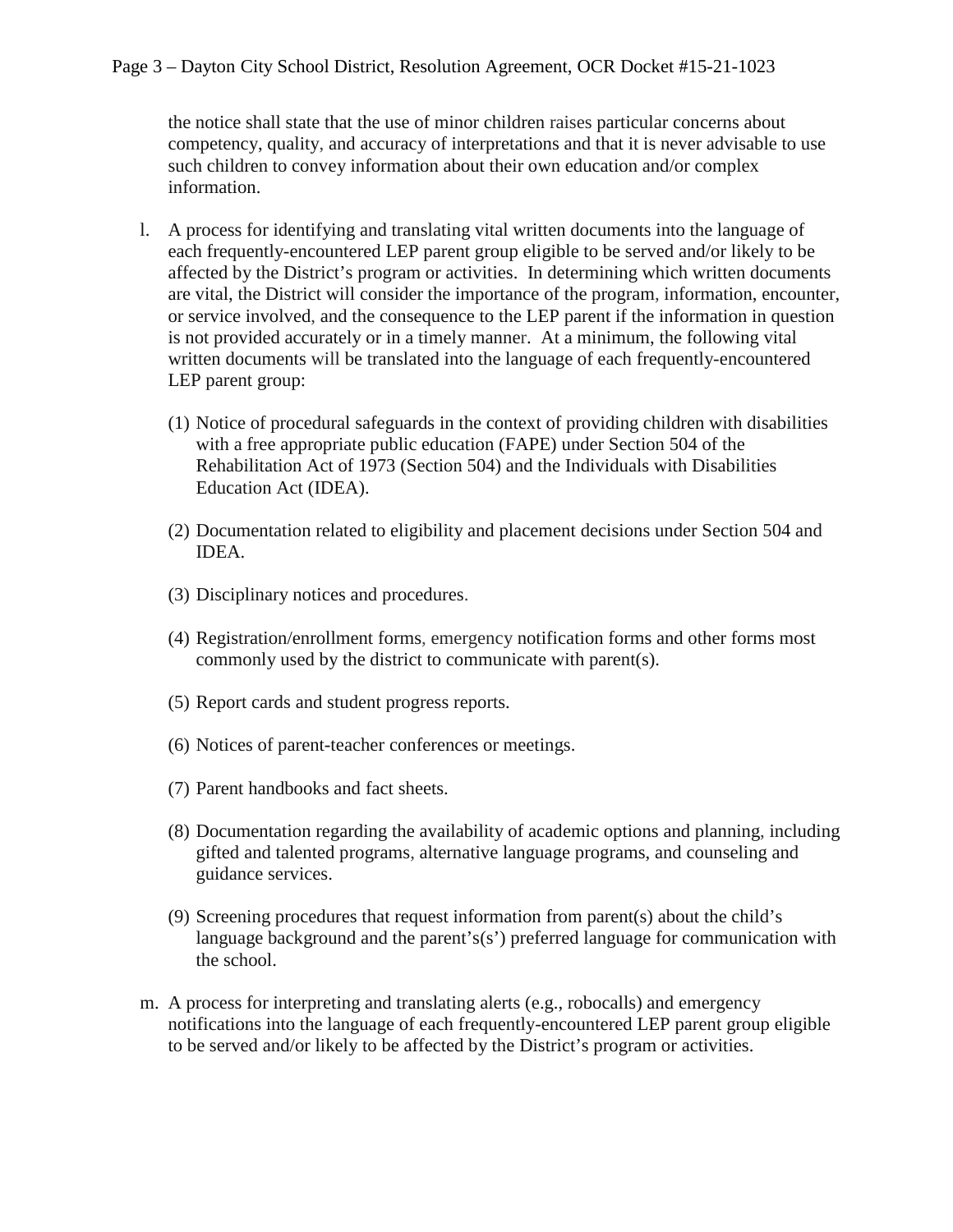the notice shall state that the use of minor children raises particular concerns about competency, quality, and accuracy of interpretations and that it is never advisable to use such children to convey information about their own education and/or complex information.

l. A process for identifying and translating vital written documents into the language of each frequently-encountered LEP parent group eligible to be served and/or likely to be affected by the District's program or activities. In determining which written documents are vital, the District will consider the importance of the program, information, encounter, or service involved, and the consequence to the LEP parent if the information in question is not provided accurately or in a timely manner. At a minimum, the following vital written documents will be translated into the language of each frequently-encountered LEP parent group:

    (1) Notice of procedural safeguards in the context of providing children with disabilities with a free appropriate public education (FAPE) under Section 504 of the Rehabilitation Act of 1973 (Section 504) and the Individuals with Disabilities Education Act (IDEA).

    (2) Documentation related to eligibility and placement decisions under Section 504 and IDEA.

    (3) Disciplinary notices and procedures.

    (4) Registration/enrollment forms, emergency notification forms and other forms most commonly used by the district to communicate with parent(s).

    (5) Report cards and student progress reports.

    (6) Notices of parent-teacher conferences or meetings.

    (7) Parent handbooks and fact sheets.

    (8) Documentation regarding the availability of academic options and planning, including gifted and talented programs, alternative language programs, and counseling and guidance services.

    (9) Screening procedures that request information from parent(s) about the child's language background and the parent's(s') preferred language for communication with the school.

m. A process for interpreting and translating alerts (e.g., robocalls) and emergency notifications into the language of each frequently-encountered LEP parent group eligible to be served and/or likely to be affected by the District's program or activities.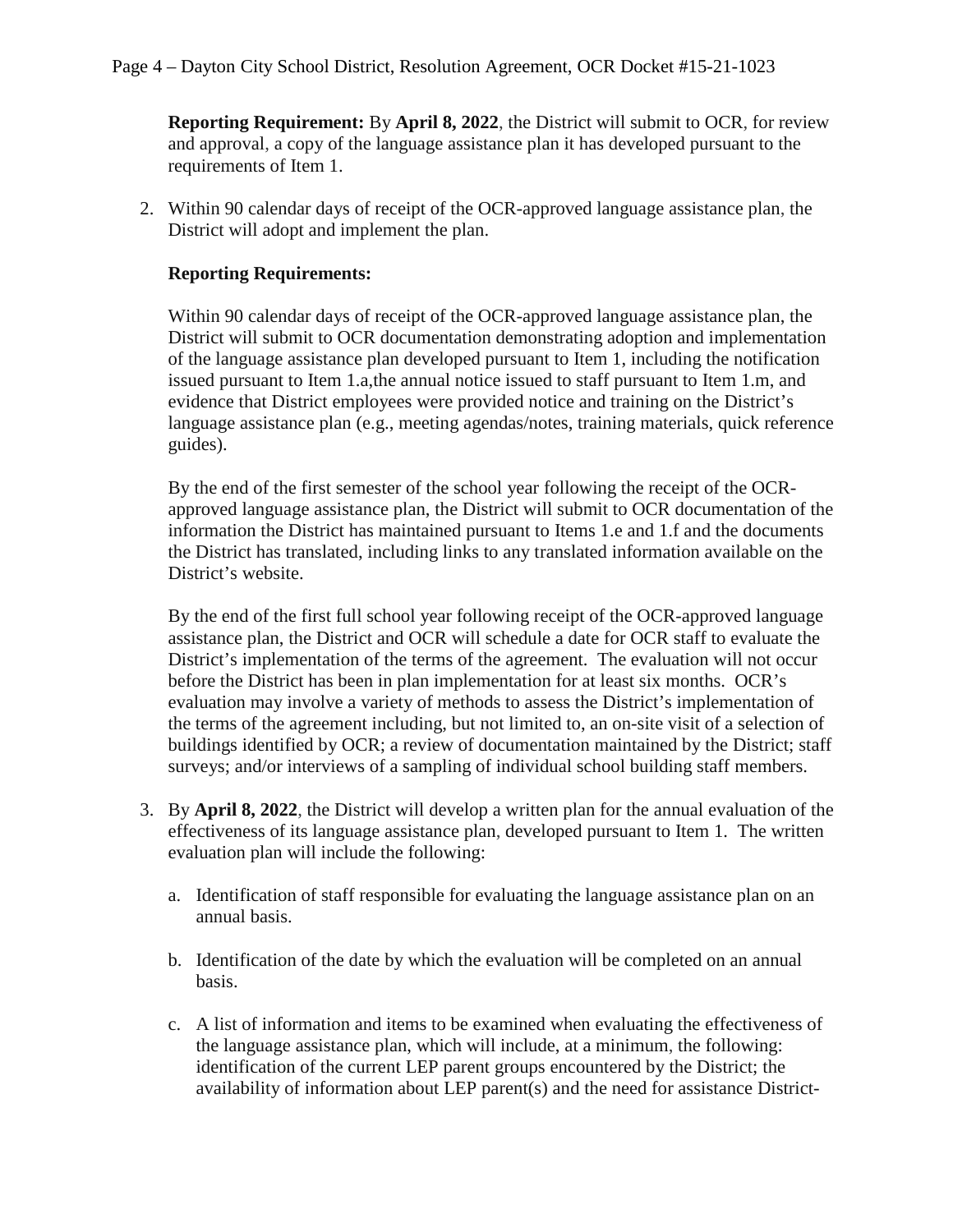**Reporting Requirement:** By **April 8, 2022**, the District will submit to OCR, for review and approval, a copy of the language assistance plan it has developed pursuant to the requirements of Item 1.

2. Within 90 calendar days of receipt of the OCR-approved language assistance plan, the District will adopt and implement the plan.

   **Reporting Requirements:**

   Within 90 calendar days of receipt of the OCR-approved language assistance plan, the District will submit to OCR documentation demonstrating adoption and implementation of the language assistance plan developed pursuant to Item 1, including the notification issued pursuant to Item 1.a,the annual notice issued to staff pursuant to Item 1.m, and evidence that District employees were provided notice and training on the District's language assistance plan (e.g., meeting agendas/notes, training materials, quick reference guides).

   By the end of the first semester of the school year following the receipt of the OCR-approved language assistance plan, the District will submit to OCR documentation of the information the District has maintained pursuant to Items 1.e and 1.f and the documents the District has translated, including links to any translated information available on the District's website.

   By the end of the first full school year following receipt of the OCR-approved language assistance plan, the District and OCR will schedule a date for OCR staff to evaluate the District's implementation of the terms of the agreement. The evaluation will not occur before the District has been in plan implementation for at least six months. OCR's evaluation may involve a variety of methods to assess the District's implementation of the terms of the agreement including, but not limited to, an on-site visit of a selection of buildings identified by OCR; a review of documentation maintained by the District; staff surveys; and/or interviews of a sampling of individual school building staff members.

3. By **April 8, 2022**, the District will develop a written plan for the annual evaluation of the effectiveness of its language assistance plan, developed pursuant to Item 1. The written evaluation plan will include the following:

   a. Identification of staff responsible for evaluating the language assistance plan on an annual basis.

   b. Identification of the date by which the evaluation will be completed on an annual basis.

   c. A list of information and items to be examined when evaluating the effectiveness of the language assistance plan, which will include, at a minimum, the following: identification of the current LEP parent groups encountered by the District; the availability of information about LEP parent(s) and the need for assistance District-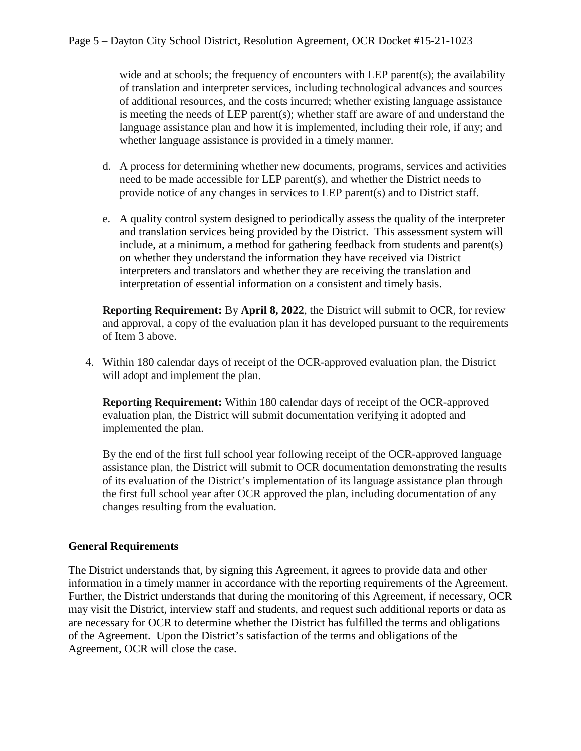wide and at schools; the frequency of encounters with LEP parent(s); the availability of translation and interpreter services, including technological advances and sources of additional resources, and the costs incurred; whether existing language assistance is meeting the needs of LEP parent(s); whether staff are aware of and understand the language assistance plan and how it is implemented, including their role, if any; and whether language assistance is provided in a timely manner.

d. A process for determining whether new documents, programs, services and activities need to be made accessible for LEP parent(s), and whether the District needs to provide notice of any changes in services to LEP parent(s) and to District staff.

e. A quality control system designed to periodically assess the quality of the interpreter and translation services being provided by the District. This assessment system will include, at a minimum, a method for gathering feedback from students and parent(s) on whether they understand the information they have received via District interpreters and translators and whether they are receiving the translation and interpretation of essential information on a consistent and timely basis.

**Reporting Requirement:** By **April 8, 2022**, the District will submit to OCR, for review and approval, a copy of the evaluation plan it has developed pursuant to the requirements of Item 3 above.

4. Within 180 calendar days of receipt of the OCR-approved evaluation plan, the District will adopt and implement the plan.

   **Reporting Requirement:** Within 180 calendar days of receipt of the OCR-approved evaluation plan, the District will submit documentation verifying it adopted and implemented the plan.

   By the end of the first full school year following receipt of the OCR-approved language assistance plan, the District will submit to OCR documentation demonstrating the results of its evaluation of the District's implementation of its language assistance plan through the first full school year after OCR approved the plan, including documentation of any changes resulting from the evaluation.

**General Requirements**

The District understands that, by signing this Agreement, it agrees to provide data and other information in a timely manner in accordance with the reporting requirements of the Agreement. Further, the District understands that during the monitoring of this Agreement, if necessary, OCR may visit the District, interview staff and students, and request such additional reports or data as are necessary for OCR to determine whether the District has fulfilled the terms and obligations of the Agreement. Upon the District's satisfaction of the terms and obligations of the Agreement, OCR will close the case.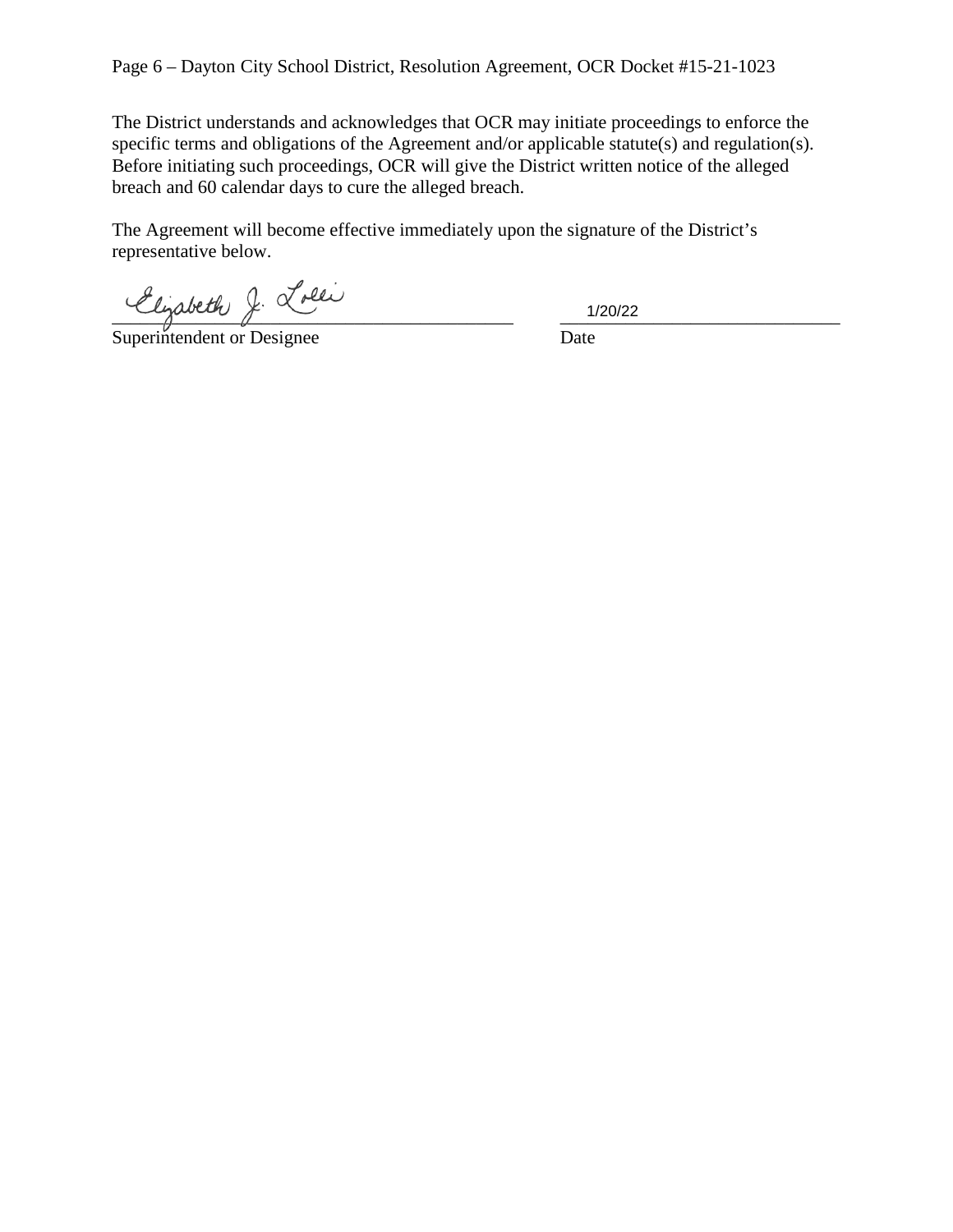The District understands and acknowledges that OCR may initiate proceedings to enforce the specific terms and obligations of the Agreement and/or applicable statute(s) and regulation(s). Before initiating such proceedings, OCR will give the District written notice of the alleged breach and 60 calendar days to cure the alleged breach.

The Agreement will become effective immediately upon the signature of the District's representative below.

Elizabeth J. Lolli ____________________ 1/20/22 ____________________

Superintendent or Designee Date